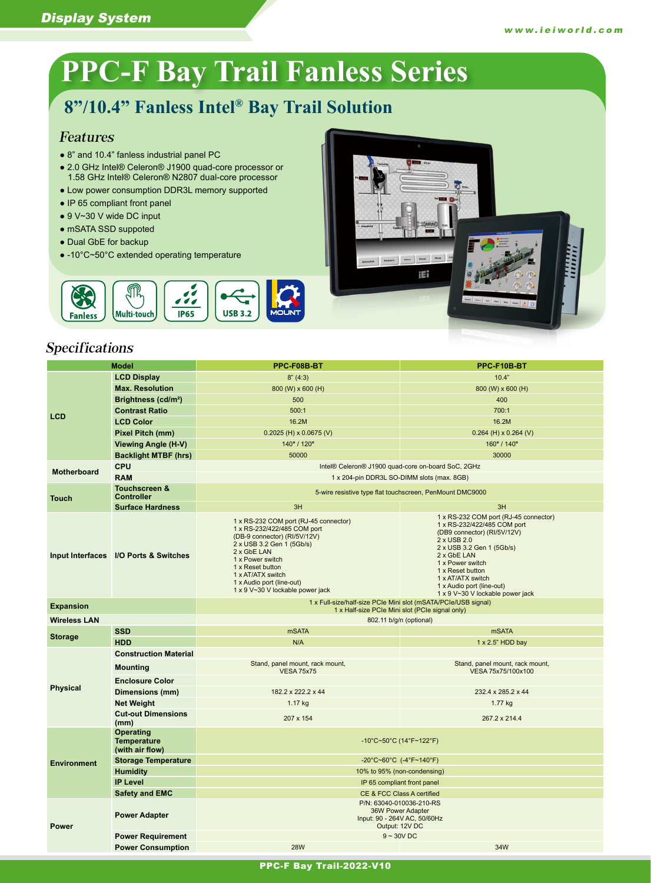# PPC-F Bay Trail Fanless Series

## 8"/10.4" Fanless Intel® Bay Trail Solution

### Features

- 8" and 10.4" fanless industrial panel PC
- 2.0 GHz Intel® Celeron® J1900 quad-core processor or 1.58 GHz Intel® Celeron® N2807 dual-core processor
- Low power consumption DDR3L memory supported
- IP 65 compliant front panel
- 9 V~30 V wide DC input
- mSATA SSD suppoted
- Dual GbE for backup
- -10°C~50°C extended operating temperature

Fanless | Multi-touch | IP65 | USB 3.2 | MOUNT

### Specifications

| Model | | PPC-F08B-BT | PPC-F10B-BT |
|---|---|---|---|
| LCD | LCD Display | 8" (4:3) | 10.4" |
| | Max. Resolution | 800 (W) x 600 (H) | 800 (W) x 600 (H) |
| | Brightness (cd/m²) | 500 | 400 |
| | Contrast Ratio | 500:1 | 700:1 |
| | LCD Color | 16.2M | 16.2M |
| | Pixel Pitch (mm) | 0.2025 (H) x 0.0675 (V) | 0.264 (H) x 0.264 (V) |
| | Viewing Angle (H-V) | 140° / 120° | 160° / 140° |
| | Backlight MTBF (hrs) | 50000 | 30000 |
| Motherboard | CPU | Intel® Celeron® J1900 quad-core on-board SoC, 2GHz | |
| | RAM | 1 x 204-pin DDR3L SO-DIMM slots (max. 8GB) | |
| Touch | Touchscreen & Controller | 5-wire resistive type flat touchscreen, PenMount DMC9000 | |
| | Surface Hardness | 3H | 3H |
| Input Interfaces | I/O Ports & Switches | 1 x RS-232 COM port (RJ-45 connector)<br>1 x RS-232/422/485 COM port (DB-9 connector) (RI/5V/12V)<br>2 x USB 3.2 Gen 1 (5Gb/s)<br>2 x GbE LAN<br>1 x Power switch<br>1 x Reset button<br>1 x AT/ATX switch<br>1 x Audio port (line-out)<br>1 x 9 V~30 V lockable power jack | 1 x RS-232 COM port (RJ-45 connector)<br>1 x RS-232/422/485 COM port (DB9 connector) (RI/5V/12V)<br>2 x USB 2.0<br>2 x USB 3.2 Gen 1 (5Gb/s)<br>2 x GbE LAN<br>1 x Power switch<br>1 x Reset button<br>1 x AT/ATX switch<br>1 x Audio port (line-out)<br>1 x 9 V~30 V lockable power jack |
| Expansion | | 1 x Full-size/half-size PCIe Mini slot (mSATA/PCIe/USB signal)<br>1 x Half-size PCIe Mini slot (PCIe signal only) | |
| Wireless LAN | | 802.11 b/g/n (optional) | |
| Storage | SSD | mSATA | mSATA |
| | HDD | N/A | 1 x 2.5" HDD bay |
| Physical | Construction Material | | |
| | Mounting | Stand, panel mount, rack mount, VESA 75x75 | Stand, panel mount, rack mount, VESA 75x75/100x100 |
| | Enclosure Color | | |
| | Dimensions (mm) | 182.2 x 222.2 x 44 | 232.4 x 285.2 x 44 |
| | Net Weight | 1.17 kg | 1.77 kg |
| | Cut-out Dimensions (mm) | 207 x 154 | 267.2 x 214.4 |
| Environment | Operating Temperature (with air flow) | -10°C~50°C (14°F~122°F) | |
| | Storage Temperature | -20°C~60°C (-4°F~140°F) | |
| | Humidity | 10% to 95% (non-condensing) | |
| | IP Level | IP 65 compliant front panel | |
| | Safety and EMC | CE & FCC Class A certified | |
| Power | Power Adapter | P/N: 63040-010036-210-RS<br>36W Power Adapter<br>Input: 90 - 264V AC, 50/60Hz<br>Output: 12V DC | |
| | Power Requirement | 9 ~ 30V DC | |
| | Power Consumption | 28W | 34W |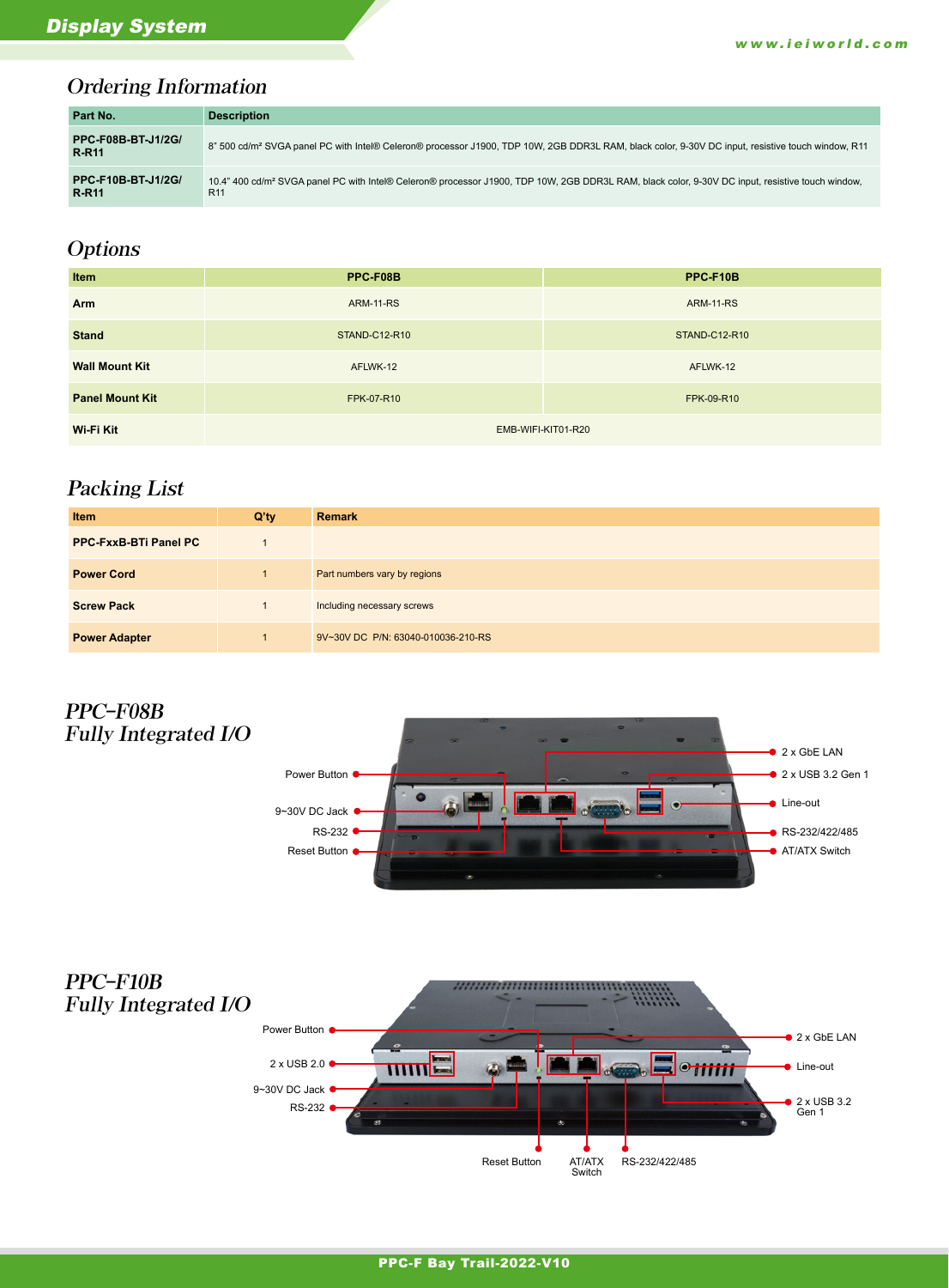## Ordering Information

| Part No. | Description |
|---|---|
| **PPC-F08B-BT-J1/2G/R-R11** | 8" 500 cd/m² SVGA panel PC with Intel® Celeron® processor J1900, TDP 10W, 2GB DDR3L RAM, black color, 9-30V DC input, resistive touch window, R11 |
| **PPC-F10B-BT-J1/2G/R-R11** | 10.4" 400 cd/m² SVGA panel PC with Intel® Celeron® processor J1900, TDP 10W, 2GB DDR3L RAM, black color, 9-30V DC input, resistive touch window, R11 |

## Options

| Item | PPC-F08B | PPC-F10B |
|---|---|---|
| **Arm** | ARM-11-RS | ARM-11-RS |
| **Stand** | STAND-C12-R10 | STAND-C12-R10 |
| **Wall Mount Kit** | AFLWK-12 | AFLWK-12 |
| **Panel Mount Kit** | FPK-07-R10 | FPK-09-R10 |
| **Wi-Fi Kit** | EMB-WIFI-KIT01-R20 | |

## Packing List

| Item | Q'ty | Remark |
|---|---|---|
| **PPC-FxxB-BTi Panel PC** | 1 | |
| **Power Cord** | 1 | Part numbers vary by regions |
| **Screw Pack** | 1 | Including necessary screws |
| **Power Adapter** | 1 | 9V~30V DC P/N: 63040-010036-210-RS |

## PPC-F08B Fully Integrated I/O

Power Button, 9~30V DC Jack, RS-232, Reset Button, 2 x GbE LAN, 2 x USB 3.2 Gen 1, Line-out, RS-232/422/485, AT/ATX Switch

## PPC-F10B Fully Integrated I/O

Power Button, 2 x USB 2.0, 9~30V DC Jack, RS-232, Reset Button, AT/ATX Switch, RS-232/422/485, 2 x GbE LAN, Line-out, 2 x USB 3.2 Gen 1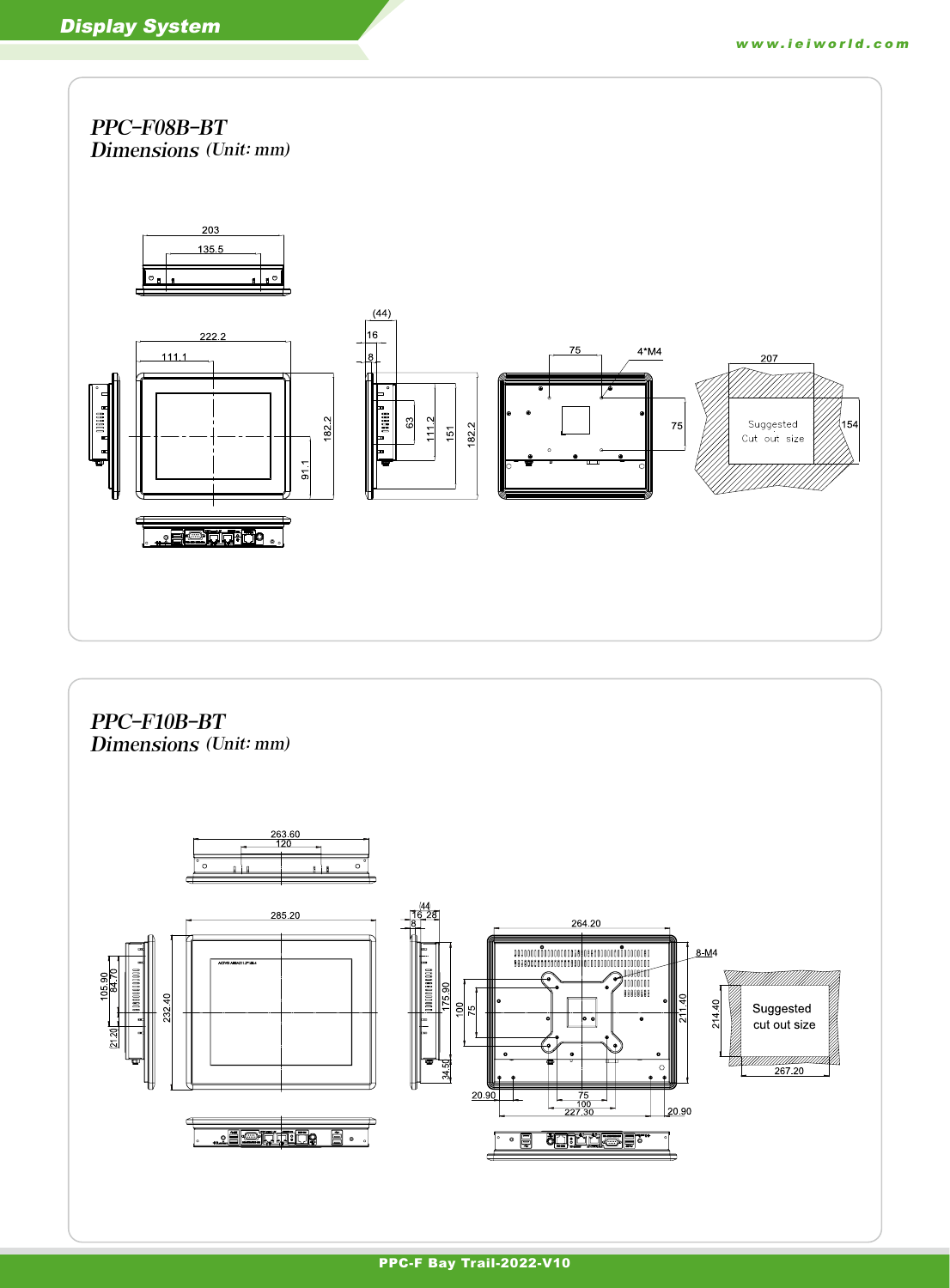## PPC-F08B-BT
### Dimensions *(Unit: mm)*

203
135.5
222.2
111.1
182.2
91.1
(44)
16
8
63
111.2
151
182.2
75
4*M4
75
207
Suggested Cut out size
154

## PPC-F10B-BT
### Dimensions *(Unit: mm)*

263.60
120
285.20
105.90
84.70
21.20
232.40
44
6 28
8
175.90
34.50
264.20
8-M4
100
75
211.40
20.90
75
100
227.30
20.90
214.40
Suggested cut out size
267.20